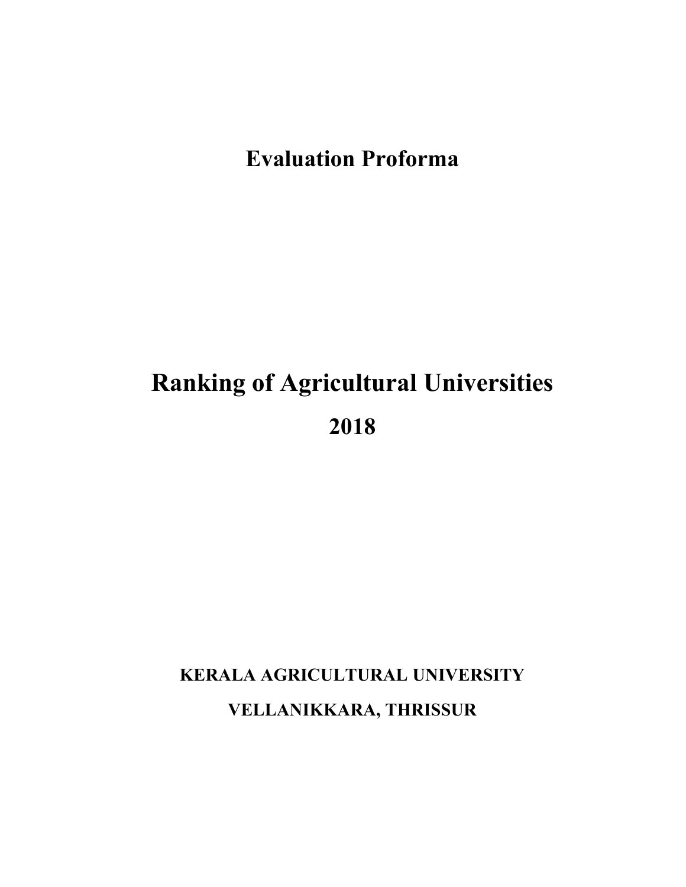# Evaluation Proforma

# Ranking of Agricultural Universities

## 2018

**KERALA AGRICULTURAL UNIVERSITY**

**VELLANIKKARA, THRISSUR**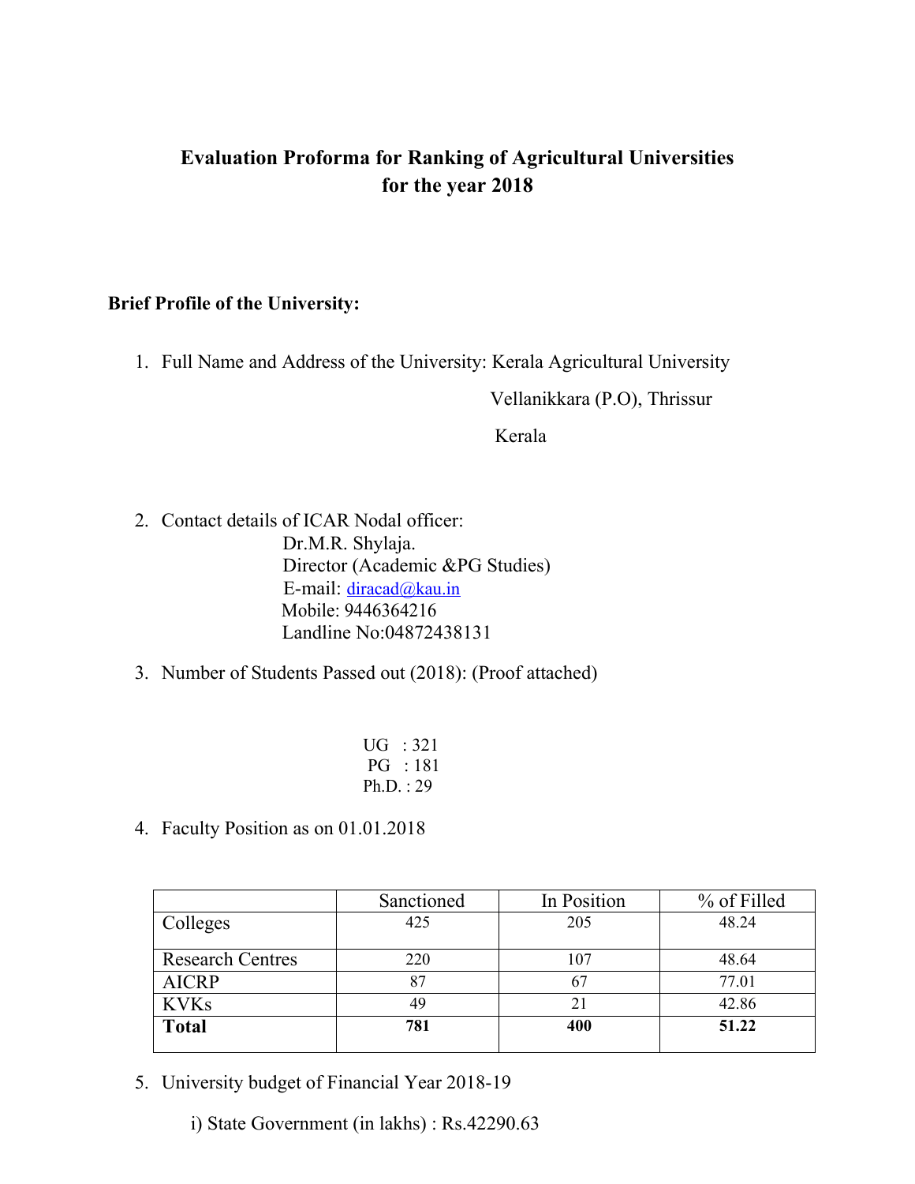# Evaluation Proforma for Ranking of Agricultural Universities for the year 2018

**Brief Profile of the University:**

1. Full Name and Address of the University: Kerala Agricultural University
   Vellanikkara (P.O), Thrissur
   Kerala

2. Contact details of ICAR Nodal officer:
   Dr.M.R. Shylaja.
   Director (Academic &PG Studies)
   E-mail: diracad@kau.in
   Mobile: 9446364216
   Landline No:04872438131

3. Number of Students Passed out (2018): (Proof attached)

   UG : 321
   PG : 181
   Ph.D. : 29

4. Faculty Position as on 01.01.2018

| | Sanctioned | In Position | % of Filled |
|---|---|---|---|
| Colleges | 425 | 205 | 48.24 |
| Research Centres | 220 | 107 | 48.64 |
| AICRP | 87 | 67 | 77.01 |
| KVKs | 49 | 21 | 42.86 |
| **Total** | **781** | **400** | **51.22** |

5. University budget of Financial Year 2018-19

   i) State Government (in lakhs) : Rs.42290.63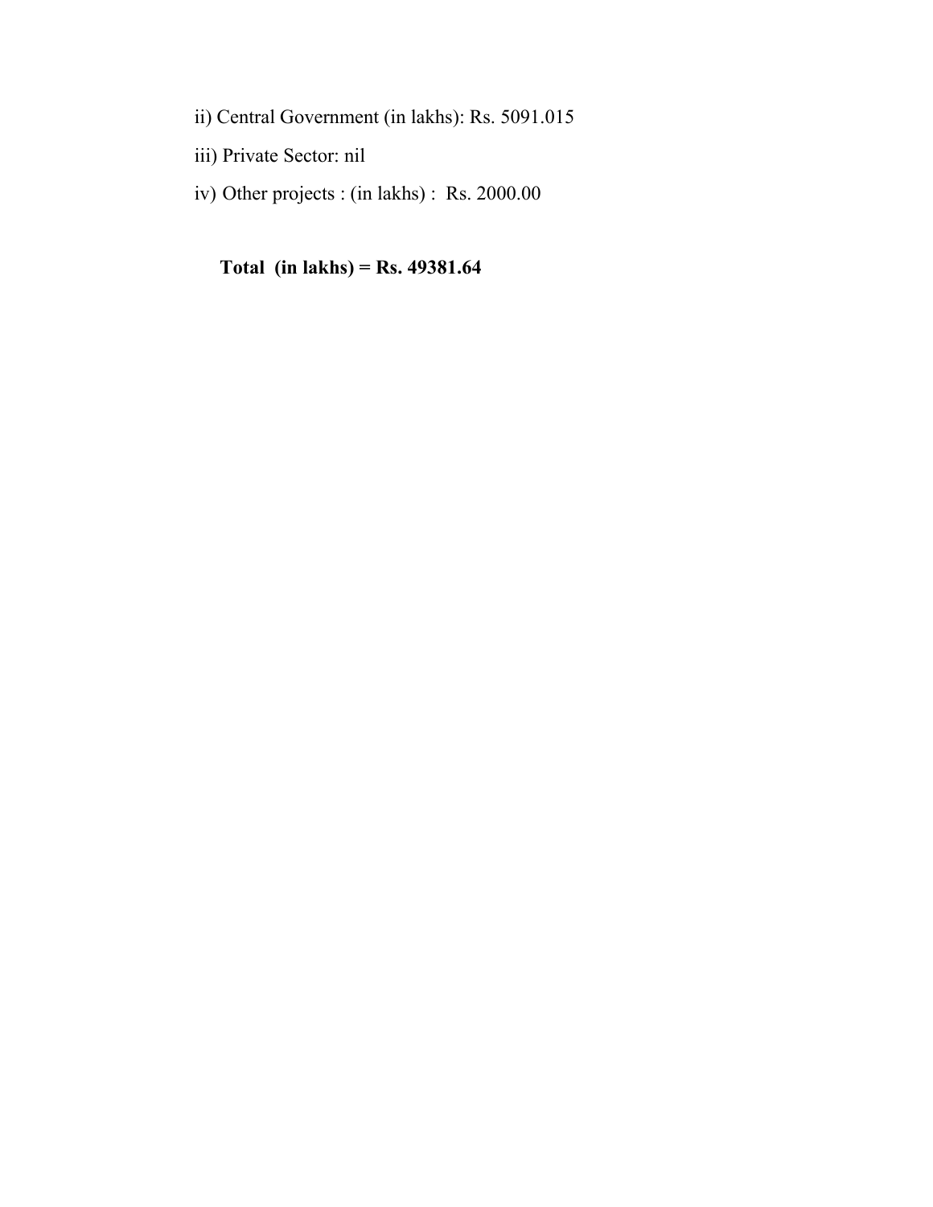ii) Central Government (in lakhs): Rs. 5091.015

iii) Private Sector: nil

iv) Other projects : (in lakhs) :  Rs. 2000.00

**Total  (in lakhs) = Rs. 49381.64**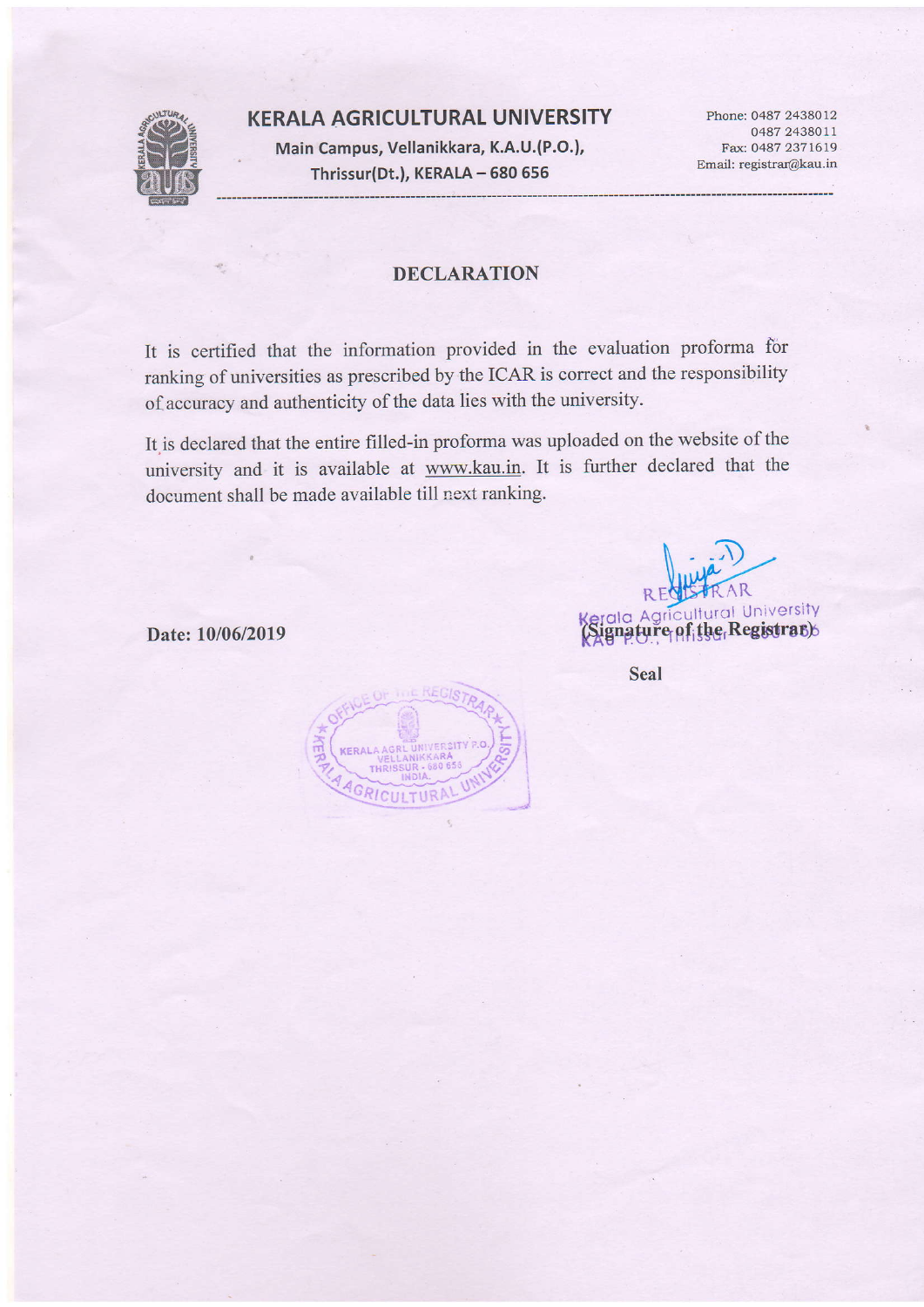# KERALA AGRICULTURAL UNIVERSITY

Main Campus, Vellanikkara, K.A.U.(P.O.),
Thrissur(Dt.), KERALA – 680 656

Phone: 0487 2438012
0487 2438011
Fax: 0487 2371619
Email: registrar@kau.in

## DECLARATION

It is certified that the information provided in the evaluation proforma for ranking of universities as prescribed by the ICAR is correct and the responsibility of accuracy and authenticity of the data lies with the university.

It is declared that the entire filled-in proforma was uploaded on the website of the university and it is available at www.kau.in. It is further declared that the document shall be made available till next ranking.

REGISTRAR
Kerala Agricultural University
KAU P.O., Thrissur
**(Signature of the Registrar)**

**Date: 10/06/2019**

**Seal**

OFFICE OF THE REGISTRAR
KERALA AGRL UNIVERSITY P.O.
VELLANIKKARA
THRISSUR - 680 656
INDIA.
KERALA AGRICULTURAL UNIVERSITY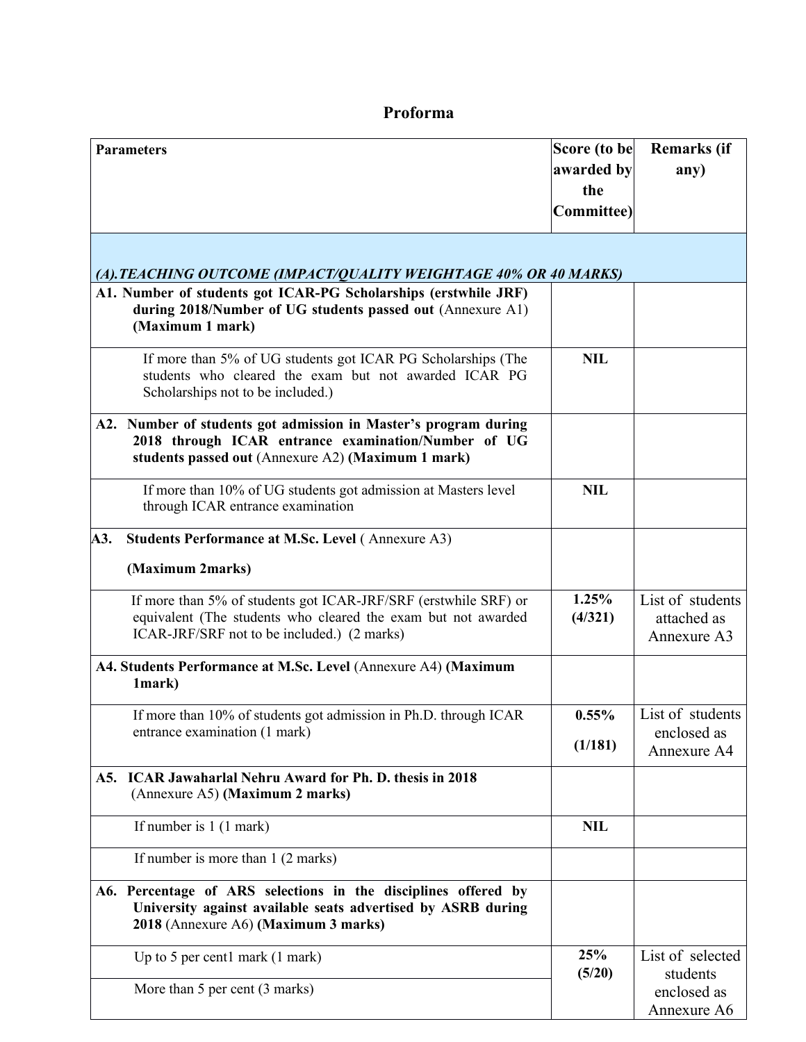## Proforma

| Parameters | Score (to be awarded by the Committee) | Remarks (if any) |
|---|---|---|
| ***(A).TEACHING OUTCOME (IMPACT/QUALITY WEIGHTAGE 40% OR 40 MARKS)*** | | |
| **A1. Number of students got ICAR-PG Scholarships (erstwhile JRF) during 2018/Number of UG students passed out** (Annexure A1) **(Maximum 1 mark)** | | |
| If more than 5% of UG students got ICAR PG Scholarships (The students who cleared the exam but not awarded ICAR PG Scholarships not to be included.) | **NIL** | |
| **A2. Number of students got admission in Master's program during 2018 through ICAR entrance examination/Number of UG students passed out** (Annexure A2) **(Maximum 1 mark)** | | |
| If more than 10% of UG students got admission at Masters level through ICAR entrance examination | **NIL** | |
| **A3. Students Performance at M.Sc. Level** ( Annexure A3) **(Maximum 2marks)** | | |
| If more than 5% of students got ICAR-JRF/SRF (erstwhile SRF) or equivalent (The students who cleared the exam but not awarded ICAR-JRF/SRF not to be included.) (2 marks) | **1.25% (4/321)** | List of students attached as Annexure A3 |
| **A4. Students Performance at M.Sc. Level** (Annexure A4) **(Maximum 1mark)** | | |
| If more than 10% of students got admission in Ph.D. through ICAR entrance examination (1 mark) | **0.55% (1/181)** | List of students enclosed as Annexure A4 |
| **A5. ICAR Jawaharlal Nehru Award for Ph. D. thesis in 2018** (Annexure A5) **(Maximum 2 marks)** | | |
| If number is 1 (1 mark) | **NIL** | |
| If number is more than 1 (2 marks) | | |
| **A6. Percentage of ARS selections in the disciplines offered by University against available seats advertised by ASRB during 2018** (Annexure A6) **(Maximum 3 marks)** | | |
| Up to 5 per cent1 mark (1 mark) | **25% (5/20)** | List of selected students enclosed as Annexure A6 |
| More than 5 per cent (3 marks) | | |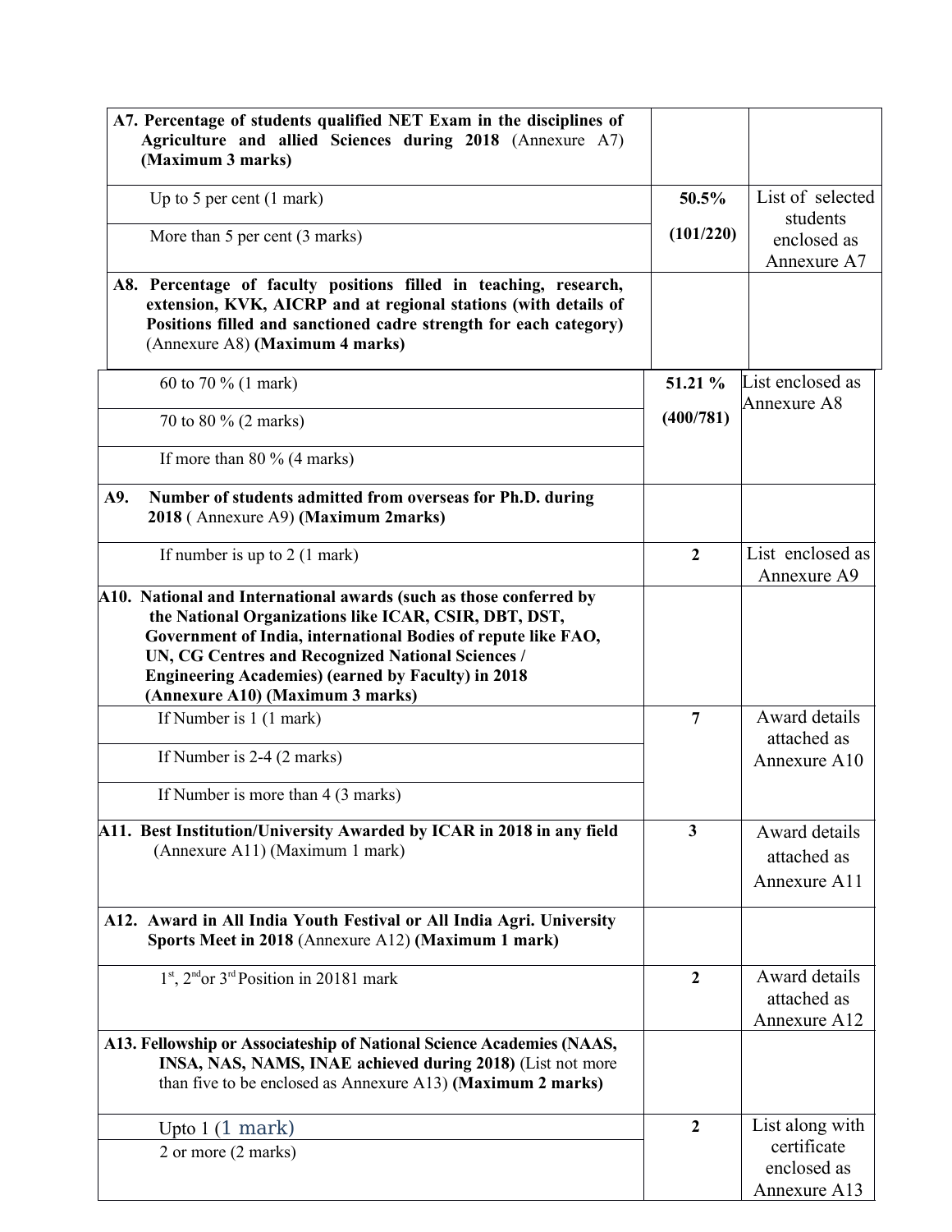| | | |
|---|---|---|
| **A7. Percentage of students qualified NET Exam in the disciplines of Agriculture and allied Sciences during 2018** (Annexure A7) **(Maximum 3 marks)** | | |
| Up to 5 per cent (1 mark) | **50.5%** **(101/220)** | List of selected students enclosed as Annexure A7 |
| More than 5 per cent (3 marks) | | |
| **A8. Percentage of faculty positions filled in teaching, research, extension, KVK, AICRP and at regional stations (with details of Positions filled and sanctioned cadre strength for each category)** (Annexure A8) **(Maximum 4 marks)** | | |
| 60 to 70 % (1 mark) | **51.21 %** **(400/781)** | List enclosed as Annexure A8 |
| 70 to 80 % (2 marks) | | |
| If more than 80 % (4 marks) | | |
| **A9. Number of students admitted from overseas for Ph.D. during 2018** ( Annexure A9) **(Maximum 2marks)** | | |
| If number is up to 2 (1 mark) | **2** | List enclosed as Annexure A9 |
| **A10. National and International awards (such as those conferred by the National Organizations like ICAR, CSIR, DBT, DST, Government of India, international Bodies of repute like FAO, UN, CG Centres and Recognized National Sciences / Engineering Academies) (earned by Faculty) in 2018 (Annexure A10) (Maximum 3 marks)** | | |
| If Number is 1 (1 mark) | **7** | Award details attached as Annexure A10 |
| If Number is 2-4 (2 marks) | | |
| If Number is more than 4 (3 marks) | | |
| **A11. Best Institution/University Awarded by ICAR in 2018 in any field** (Annexure A11) (Maximum 1 mark) | **3** | Award details attached as Annexure A11 |
| **A12. Award in All India Youth Festival or All India Agri. University Sports Meet in 2018** (Annexure A12) **(Maximum 1 mark)** | | |
| 1st, 2nd or 3rd Position in 20181 mark | **2** | Award details attached as Annexure A12 |
| **A13. Fellowship or Associateship of National Science Academies (NAAS, INSA, NAS, NAMS, INAE achieved during 2018)** (List not more than five to be enclosed as Annexure A13) **(Maximum 2 marks)** | | |
| Upto 1 (1 mark) | **2** | List along with certificate enclosed as Annexure A13 |
| 2 or more (2 marks) | | |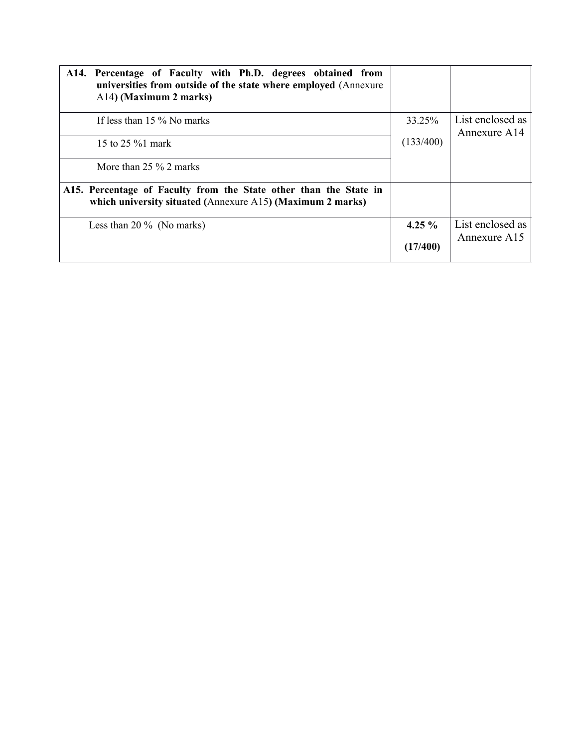| | | |
|---|---|---|
| **A14. Percentage of Faculty with Ph.D. degrees obtained from universities from outside of the state where employed** (Annexure A14) **(Maximum 2 marks)** | | |
| If less than 15 % No marks | 33.25% (133/400) | List enclosed as Annexure A14 |
| 15 to 25 %1 mark | | |
| More than 25 % 2 marks | | |
| **A15. Percentage of Faculty from the State other than the State in which university situated (**Annexure A15**) (Maximum 2 marks)** | | |
| Less than 20 % (No marks) | **4.25 % (17/400)** | List enclosed as Annexure A15 |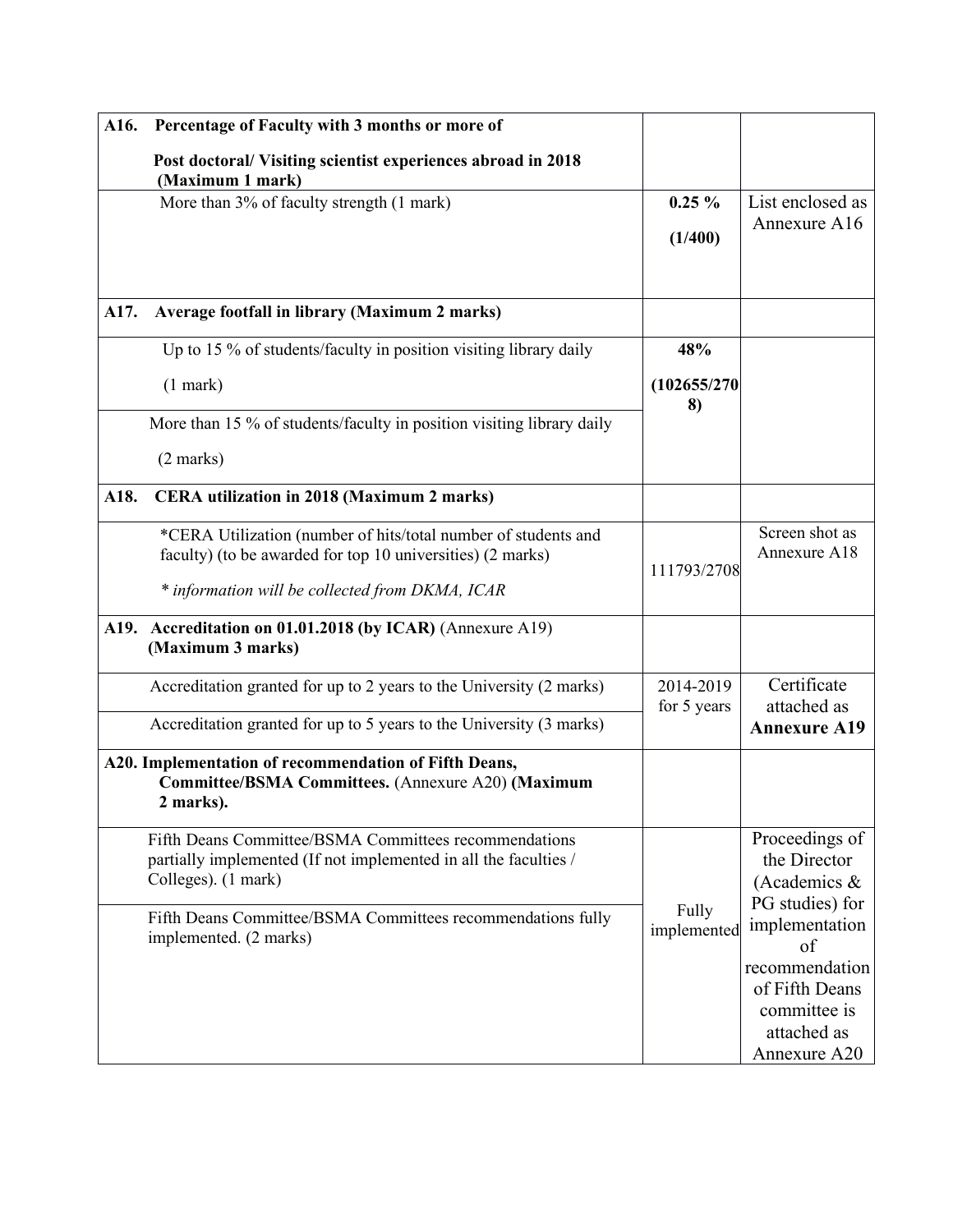| | | |
|---|---|---|
| **A16. Percentage of Faculty with 3 months or more of Post doctoral/ Visiting scientist experiences abroad in 2018 (Maximum 1 mark)** | | |
| More than 3% of faculty strength (1 mark) | **0.25 %** **(1/400)** | List enclosed as Annexure A16 |
| **A17. Average footfall in library (Maximum 2 marks)** | | |
| Up to 15 % of students/faculty in position visiting library daily (1 mark) | **48%** **(102655/2708)** | |
| More than 15 % of students/faculty in position visiting library daily (2 marks) | | |
| **A18. CERA utilization in 2018 (Maximum 2 marks)** | | |
| *CERA Utilization (number of hits/total number of students and faculty) (to be awarded for top 10 universities) (2 marks) *\* information will be collected from DKMA, ICAR* | 111793/2708 | Screen shot as Annexure A18 |
| **A19. Accreditation on 01.01.2018 (by ICAR)** (Annexure A19) **(Maximum 3 marks)** | | |
| Accreditation granted for up to 2 years to the University (2 marks) | 2014-2019 for 5 years | Certificate attached as **Annexure A19** |
| Accreditation granted for up to 5 years to the University (3 marks) | | |
| **A20. Implementation of recommendation of Fifth Deans, Committee/BSMA Committees.** (Annexure A20) **(Maximum 2 marks).** | | |
| Fifth Deans Committee/BSMA Committees recommendations partially implemented (If not implemented in all the faculties / Colleges). (1 mark) | Fully implemented | Proceedings of the Director (Academics & PG studies) for implementation of recommendation of Fifth Deans committee is attached as Annexure A20 |
| Fifth Deans Committee/BSMA Committees recommendations fully implemented. (2 marks) | | |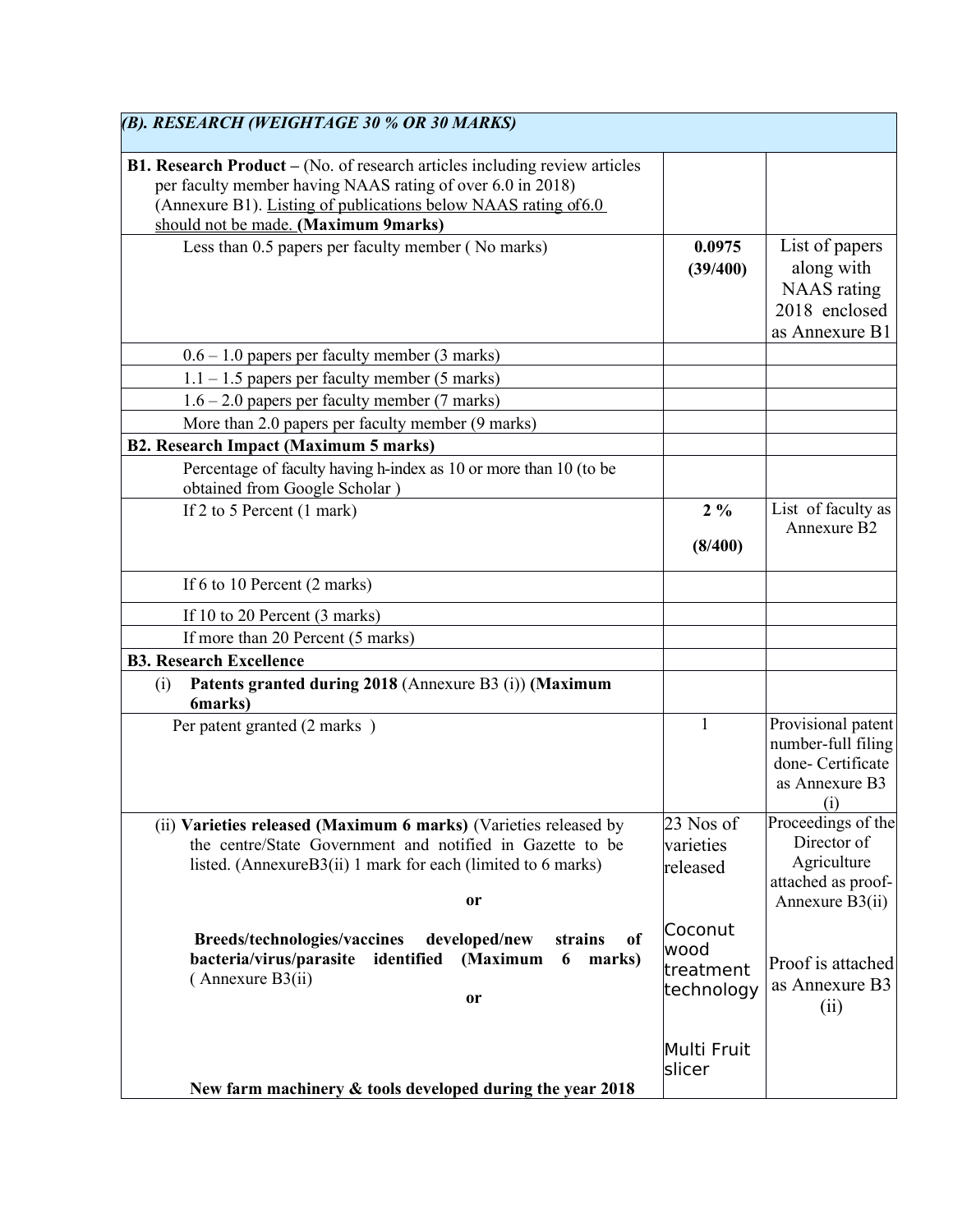| (B). RESEARCH (WEIGHTAGE 30 % OR 30 MARKS) | | |
|---|---|---|
| **B1. Research Product** – (No. of research articles including review articles per faculty member having NAAS rating of over 6.0 in 2018) (Annexure B1). Listing of publications below NAAS rating of6.0 should not be made. **(Maximum 9marks)** | | |
| Less than 0.5 papers per faculty member ( No marks) | **0.0975 (39/400)** | List of papers along with NAAS rating 2018 enclosed as Annexure B1 |
| 0.6 – 1.0 papers per faculty member (3 marks) | | |
| 1.1 – 1.5 papers per faculty member (5 marks) | | |
| 1.6 – 2.0 papers per faculty member (7 marks) | | |
| More than 2.0 papers per faculty member (9 marks) | | |
| **B2. Research Impact (Maximum 5 marks)** | | |
| Percentage of faculty having h-index as 10 or more than 10 (to be obtained from Google Scholar ) | | |
| If 2 to 5 Percent (1 mark) | **2 % (8/400)** | List of faculty as Annexure B2 |
| If 6 to 10 Percent (2 marks) | | |
| If 10 to 20 Percent (3 marks) | | |
| If more than 20 Percent (5 marks) | | |
| **B3. Research Excellence** | | |
| (i) **Patents granted during 2018** (Annexure B3 (i)) **(Maximum 6marks)** | | |
| Per patent granted (2 marks ) | 1 | Provisional patent number-full filing done- Certificate as Annexure B3 (i) |
| (ii) **Varieties released (Maximum 6 marks)** (Varieties released by the centre/State Government and notified in Gazette to be listed. (AnnexureB3(ii) 1 mark for each (limited to 6 marks) **or** | 23 Nos of varieties released | Proceedings of the Director of Agriculture attached as proof- Annexure B3(ii) |
| **Breeds/technologies/vaccines developed/new strains of bacteria/virus/parasite identified (Maximum 6 marks)** ( Annexure B3(ii) **or** | Coconut wood treatment technology | Proof is attached as Annexure B3 (ii) |
| **New farm machinery & tools developed during the year 2018** | Multi Fruit slicer | |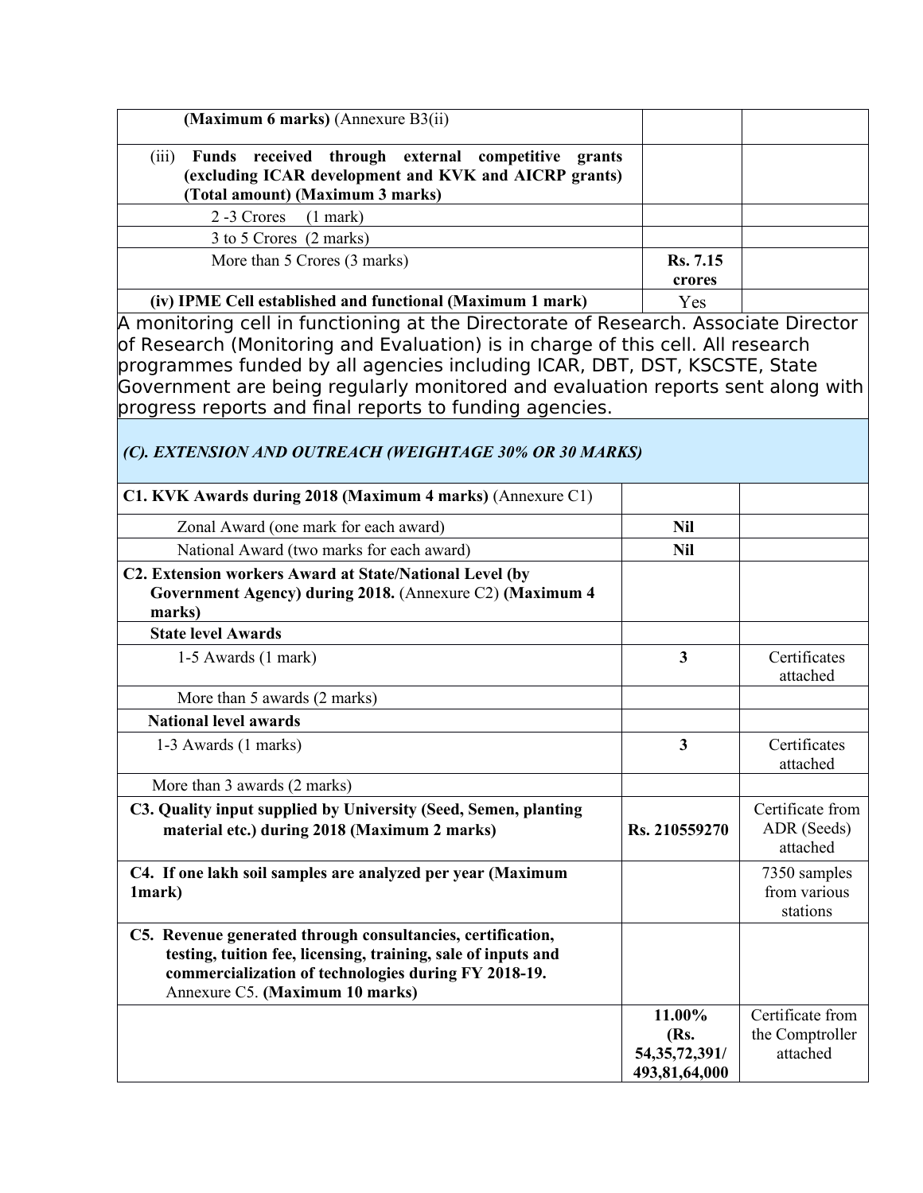| | | |
|---|---|---|
| **(Maximum 6 marks)** (Annexure B3(ii) | | |
| (iii) **Funds received through external competitive grants (excluding ICAR development and KVK and AICRP grants) (Total amount) (Maximum 3 marks)** | | |
| 2 -3 Crores (1 mark) | | |
| 3 to 5 Crores (2 marks) | | |
| More than 5 Crores (3 marks) | **Rs. 7.15 crores** | |
| **(iv) IPME Cell established and functional (Maximum 1 mark)** | Yes | |

A monitoring cell in functioning at the Directorate of Research. Associate Director of Research (Monitoring and Evaluation) is in charge of this cell. All research programmes funded by all agencies including ICAR, DBT, DST, KSCSTE, State Government are being regularly monitored and evaluation reports sent along with progress reports and final reports to funding agencies.

### *(C). EXTENSION AND OUTREACH (WEIGHTAGE 30% OR 30 MARKS)*

| | | |
|---|---|---|
| **C1. KVK Awards during 2018 (Maximum 4 marks)** (Annexure C1) | | |
| Zonal Award (one mark for each award) | **Nil** | |
| National Award (two marks for each award) | **Nil** | |
| **C2. Extension workers Award at State/National Level (by Government Agency) during 2018.** (Annexure C2) **(Maximum 4 marks)** | | |
| **State level Awards** | | |
| 1-5 Awards (1 mark) | **3** | Certificates attached |
| More than 5 awards (2 marks) | | |
| **National level awards** | | |
| 1-3 Awards (1 marks) | **3** | Certificates attached |
| More than 3 awards (2 marks) | | |
| **C3. Quality input supplied by University (Seed, Semen, planting material etc.) during 2018 (Maximum 2 marks)** | **Rs. 210559270** | Certificate from ADR (Seeds) attached |
| **C4. If one lakh soil samples are analyzed per year (Maximum 1mark)** | | 7350 samples from various stations |
| **C5. Revenue generated through consultancies, certification, testing, tuition fee, licensing, training, sale of inputs and commercialization of technologies during FY 2018-19.** Annexure C5. **(Maximum 10 marks)** | | |
| | **11.00% (Rs. 54,35,72,391/ 493,81,64,000** | Certificate from the Comptroller attached |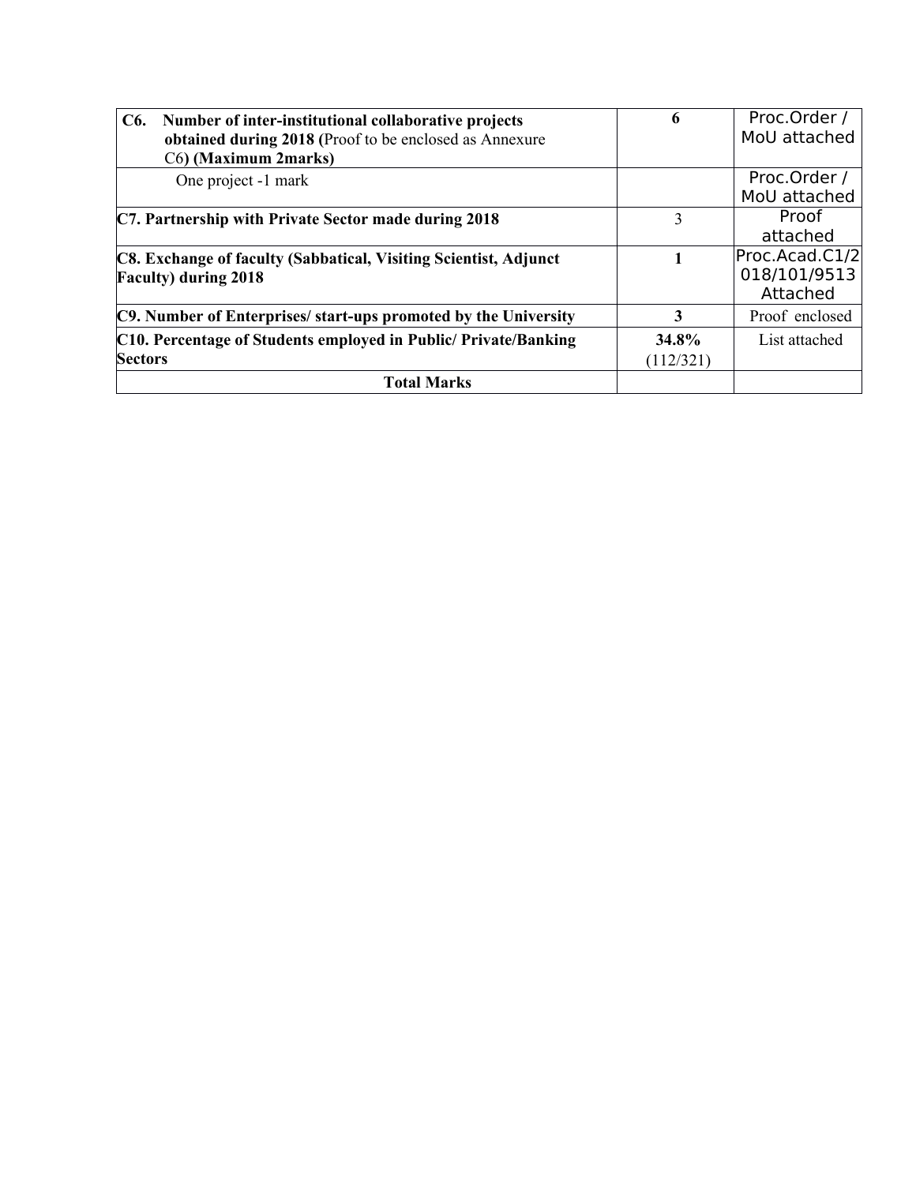| | | |
|---|---|---|
| **C6. Number of inter-institutional collaborative projects obtained during 2018 (**Proof to be enclosed as Annexure C6**) (Maximum 2marks)** | **6** | Proc.Order / MoU attached |
| One project -1 mark | | Proc.Order / MoU attached |
| **C7. Partnership with Private Sector made during 2018** | 3 | Proof attached |
| **C8. Exchange of faculty (Sabbatical, Visiting Scientist, Adjunct Faculty) during 2018** | **1** | Proc.Acad.C1/2018/101/9513 Attached |
| **C9. Number of Enterprises/ start-ups promoted by the University** | **3** | Proof enclosed |
| **C10. Percentage of Students employed in Public/ Private/Banking Sectors** | **34.8%** (112/321) | List attached |
| **Total Marks** | | |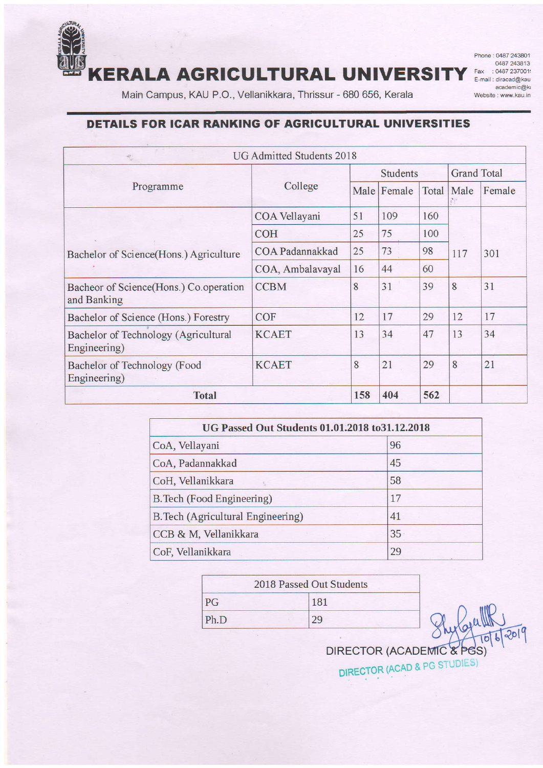# KERALA AGRICULTURAL UNIVERSITY

Main Campus, KAU P.O., Vellanikkara, Thrissur - 680 656, Kerala

Phone : 0487 243801
0487 243813
Fax : 0487 237001
E-mail : diracad@kau
academic@k
Website : www.kau.in

## DETAILS FOR ICAR RANKING OF AGRICULTURAL UNIVERSITIES

| UG Admitted Students 2018 | | | | | | |
|---|---|---|---|---|---|---|
| Programme | College | Students | | | Grand Total | |
| | | Male | Female | Total | Male | Female |
| Bachelor of Science(Hons.) Agriculture | COA Vellayani | 51 | 109 | 160 | 117 | 301 |
| | COH | 25 | 75 | 100 | | |
| | COA Padannakkad | 25 | 73 | 98 | | |
| | COA, Ambalavayal | 16 | 44 | 60 | | |
| Bacheor of Science(Hons.) Co.operation and Banking | CCBM | 8 | 31 | 39 | 8 | 31 |
| Bachelor of Science (Hons.) Forestry | COF | 12 | 17 | 29 | 12 | 17 |
| Bachelor of Technology (Agricultural Engineering) | KCAET | 13 | 34 | 47 | 13 | 34 |
| Bachelor of Technology (Food Engineering) | KCAET | 8 | 21 | 29 | 8 | 21 |
| **Total** | | **158** | **404** | **562** | | |

| UG Passed Out Students 01.01.2018 to31.12.2018 | |
|---|---|
| CoA, Vellayani | 96 |
| CoA, Padannakkad | 45 |
| CoH, Vellanikkara | 58 |
| B.Tech (Food Engineering) | 17 |
| B.Tech (Agricultural Engineering) | 41 |
| CCB & M, Vellanikkara | 35 |
| CoF, Vellanikkara | 29 |

| 2018 Passed Out Students | |
|---|---|
| PG | 181 |
| Ph.D | 29 |

10/6/2019

DIRECTOR (ACADEMIC & PGS)

DIRECTOR (ACAD & PG STUDIES)